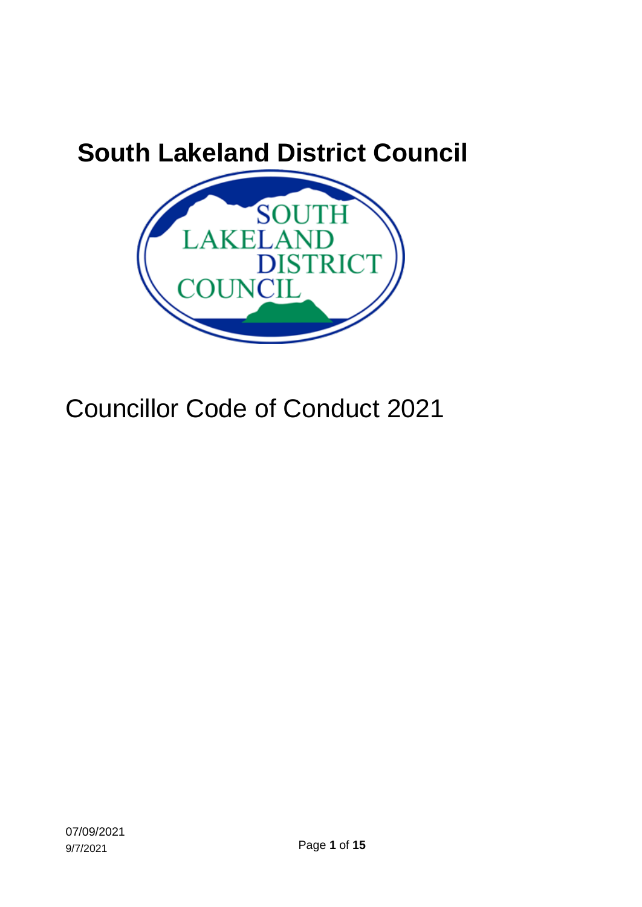# South Lakeland District Council

Councillor Code of Conduct 2021

07/09/2021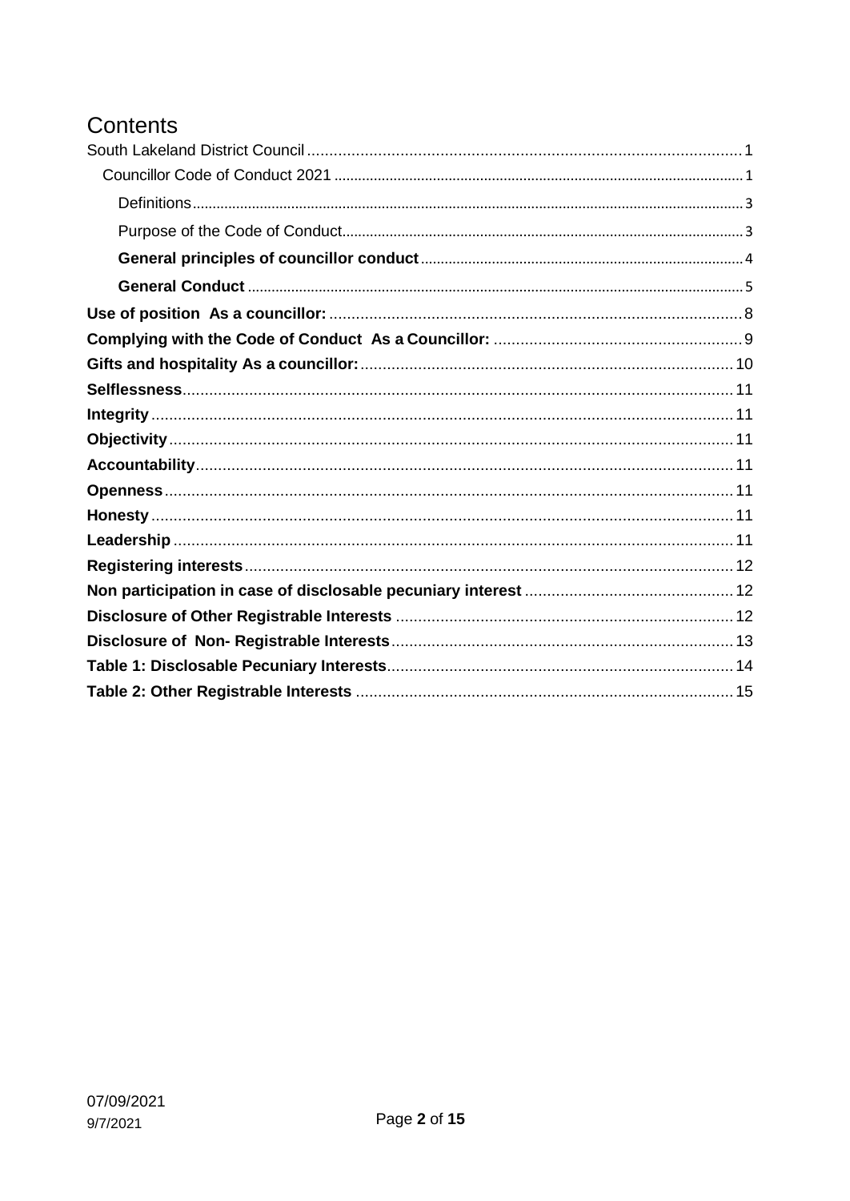# Contents

South Lakeland District Council ........ 1

- Councillor Code of Conduct 2021 ........ 1
  - Definitions ........ 3
  - Purpose of the Code of Conduct ........ 3
  - **General principles of councillor conduct** ........ 4
  - **General Conduct** ........ 5

**Use of position  As a councillor:** ........ 8

**Complying with the Code of Conduct  As a Councillor:** ........ 9

**Gifts and hospitality As a councillor:** ........ 10

**Selflessness** ........ 11

**Integrity** ........ 11

**Objectivity** ........ 11

**Accountability** ........ 11

**Openness** ........ 11

**Honesty** ........ 11

**Leadership** ........ 11

**Registering interests** ........ 12

**Non participation in case of disclosable pecuniary interest** ........ 12

**Disclosure of Other Registrable Interests** ........ 12

**Disclosure of  Non- Registrable Interests** ........ 13

**Table 1: Disclosable Pecuniary Interests** ........ 14

**Table 2: Other Registrable Interests** ........ 15

07/09/2021
9/7/2021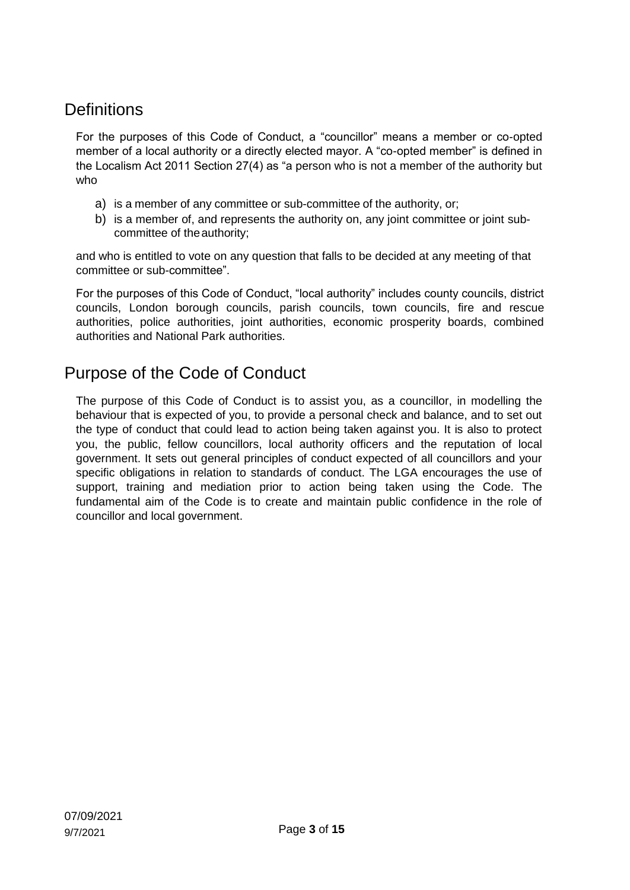## Definitions

For the purposes of this Code of Conduct, a "councillor" means a member or co-opted member of a local authority or a directly elected mayor. A "co-opted member" is defined in the Localism Act 2011 Section 27(4) as "a person who is not a member of the authority but who

a) is a member of any committee or sub-committee of the authority, or;
b) is a member of, and represents the authority on, any joint committee or joint sub-committee of the authority;

and who is entitled to vote on any question that falls to be decided at any meeting of that committee or sub-committee".

For the purposes of this Code of Conduct, "local authority" includes county councils, district councils, London borough councils, parish councils, town councils, fire and rescue authorities, police authorities, joint authorities, economic prosperity boards, combined authorities and National Park authorities.

## Purpose of the Code of Conduct

The purpose of this Code of Conduct is to assist you, as a councillor, in modelling the behaviour that is expected of you, to provide a personal check and balance, and to set out the type of conduct that could lead to action being taken against you. It is also to protect you, the public, fellow councillors, local authority officers and the reputation of local government. It sets out general principles of conduct expected of all councillors and your specific obligations in relation to standards of conduct. The LGA encourages the use of support, training and mediation prior to action being taken using the Code. The fundamental aim of the Code is to create and maintain public confidence in the role of councillor and local government.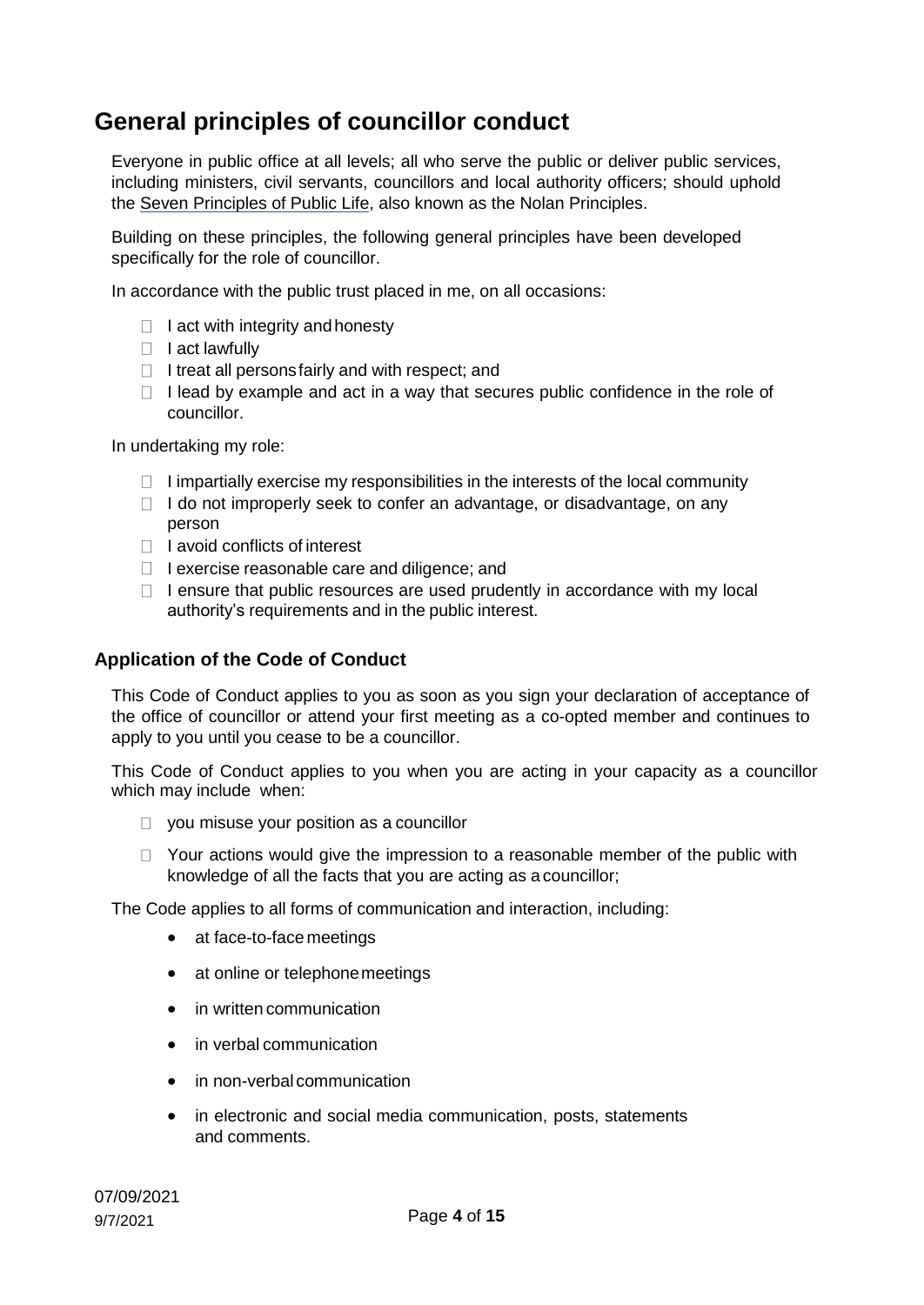# General principles of councillor conduct

Everyone in public office at all levels; all who serve the public or deliver public services, including ministers, civil servants, councillors and local authority officers; should uphold the Seven Principles of Public Life, also known as the Nolan Principles.

Building on these principles, the following general principles have been developed specifically for the role of councillor.

In accordance with the public trust placed in me, on all occasions:

- I act with integrity and honesty
- I act lawfully
- I treat all persons fairly and with respect; and
- I lead by example and act in a way that secures public confidence in the role of councillor.

In undertaking my role:

- I impartially exercise my responsibilities in the interests of the local community
- I do not improperly seek to confer an advantage, or disadvantage, on any person
- I avoid conflicts of interest
- I exercise reasonable care and diligence; and
- I ensure that public resources are used prudently in accordance with my local authority's requirements and in the public interest.

## Application of the Code of Conduct

This Code of Conduct applies to you as soon as you sign your declaration of acceptance of the office of councillor or attend your first meeting as a co-opted member and continues to apply to you until you cease to be a councillor.

This Code of Conduct applies to you when you are acting in your capacity as a councillor which may include when:

- you misuse your position as a councillor
- Your actions would give the impression to a reasonable member of the public with knowledge of all the facts that you are acting as a councillor;

The Code applies to all forms of communication and interaction, including:

- at face-to-face meetings
- at online or telephone meetings
- in written communication
- in verbal communication
- in non-verbal communication
- in electronic and social media communication, posts, statements and comments.

07/09/2021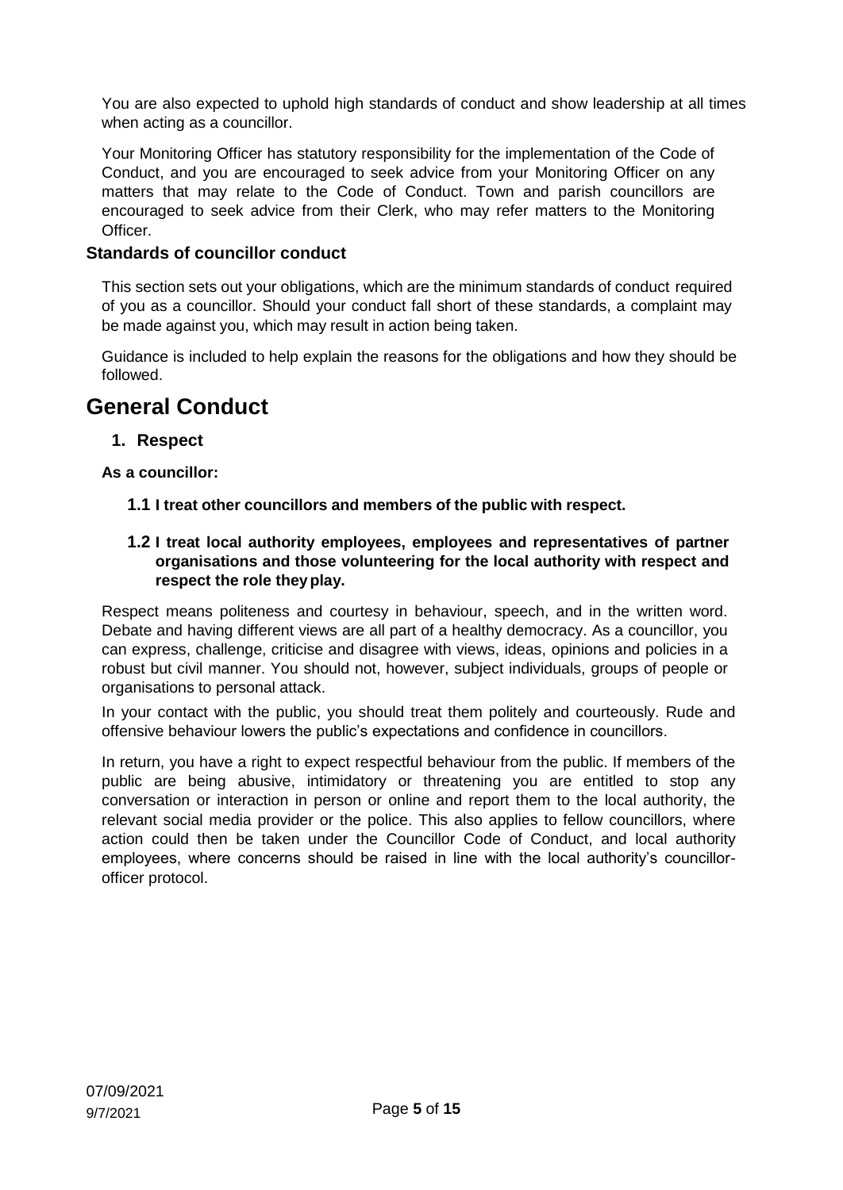You are also expected to uphold high standards of conduct and show leadership at all times when acting as a councillor.

Your Monitoring Officer has statutory responsibility for the implementation of the Code of Conduct, and you are encouraged to seek advice from your Monitoring Officer on any matters that may relate to the Code of Conduct. Town and parish councillors are encouraged to seek advice from their Clerk, who may refer matters to the Monitoring Officer.

### Standards of councillor conduct

This section sets out your obligations, which are the minimum standards of conduct required of you as a councillor. Should your conduct fall short of these standards, a complaint may be made against you, which may result in action being taken.

Guidance is included to help explain the reasons for the obligations and how they should be followed.

# General Conduct

## 1. Respect

**As a councillor:**

**1.1 I treat other councillors and members of the public with respect.**

**1.2 I treat local authority employees, employees and representatives of partner organisations and those volunteering for the local authority with respect and respect the role they play.**

Respect means politeness and courtesy in behaviour, speech, and in the written word. Debate and having different views are all part of a healthy democracy. As a councillor, you can express, challenge, criticise and disagree with views, ideas, opinions and policies in a robust but civil manner. You should not, however, subject individuals, groups of people or organisations to personal attack.

In your contact with the public, you should treat them politely and courteously. Rude and offensive behaviour lowers the public's expectations and confidence in councillors.

In return, you have a right to expect respectful behaviour from the public. If members of the public are being abusive, intimidatory or threatening you are entitled to stop any conversation or interaction in person or online and report them to the local authority, the relevant social media provider or the police. This also applies to fellow councillors, where action could then be taken under the Councillor Code of Conduct, and local authority employees, where concerns should be raised in line with the local authority's councillor-officer protocol.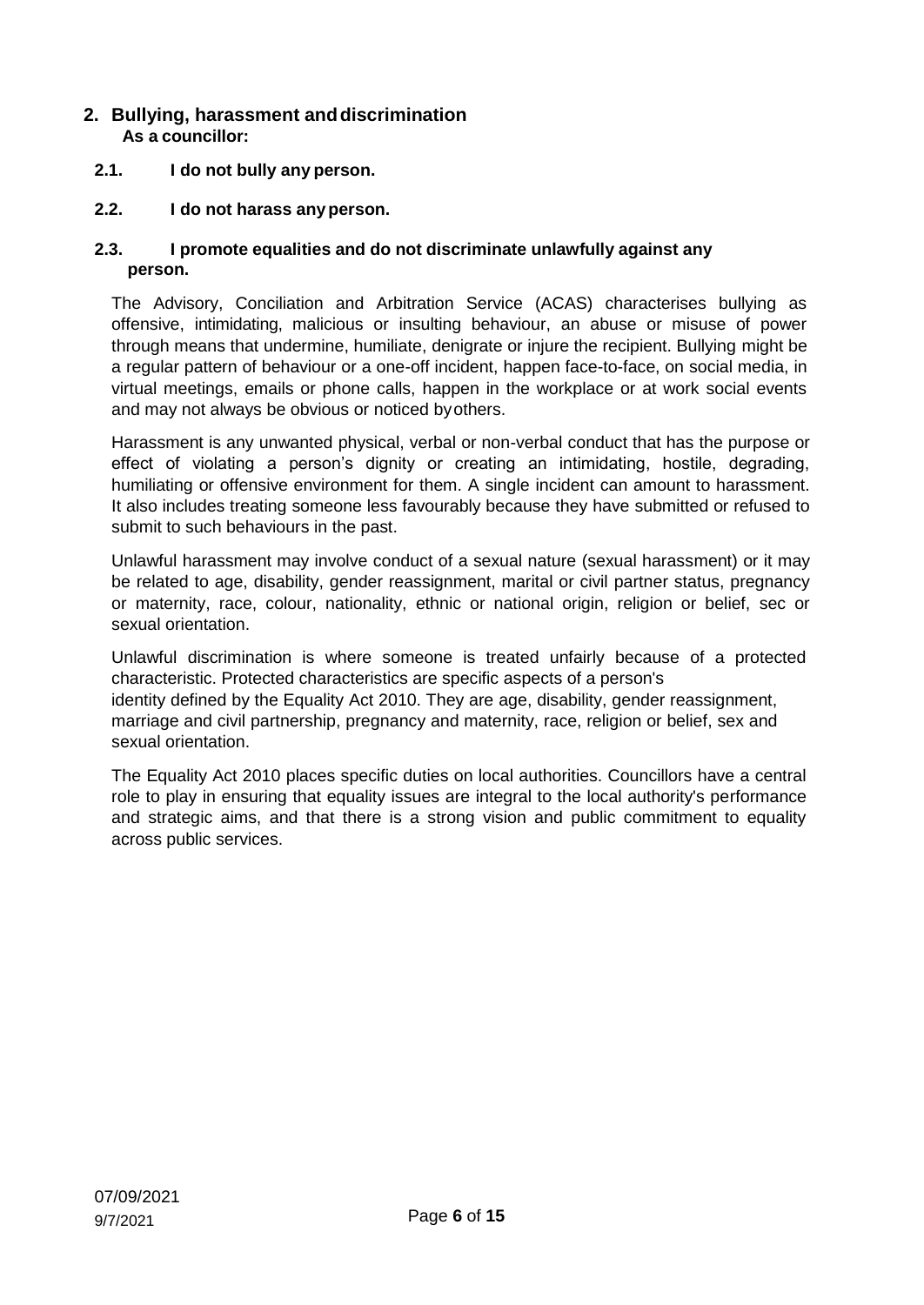## 2. Bullying, harassment and discrimination

**As a councillor:**

**2.1. I do not bully any person.**

**2.2. I do not harass any person.**

**2.3. I promote equalities and do not discriminate unlawfully against any person.**

The Advisory, Conciliation and Arbitration Service (ACAS) characterises bullying as offensive, intimidating, malicious or insulting behaviour, an abuse or misuse of power through means that undermine, humiliate, denigrate or injure the recipient. Bullying might be a regular pattern of behaviour or a one-off incident, happen face-to-face, on social media, in virtual meetings, emails or phone calls, happen in the workplace or at work social events and may not always be obvious or noticed byothers.

Harassment is any unwanted physical, verbal or non-verbal conduct that has the purpose or effect of violating a person's dignity or creating an intimidating, hostile, degrading, humiliating or offensive environment for them. A single incident can amount to harassment. It also includes treating someone less favourably because they have submitted or refused to submit to such behaviours in the past.

Unlawful harassment may involve conduct of a sexual nature (sexual harassment) or it may be related to age, disability, gender reassignment, marital or civil partner status, pregnancy or maternity, race, colour, nationality, ethnic or national origin, religion or belief, sec or sexual orientation.

Unlawful discrimination is where someone is treated unfairly because of a protected characteristic. Protected characteristics are specific aspects of a person's identity defined by the Equality Act 2010. They are age, disability, gender reassignment, marriage and civil partnership, pregnancy and maternity, race, religion or belief, sex and sexual orientation.

The Equality Act 2010 places specific duties on local authorities. Councillors have a central role to play in ensuring that equality issues are integral to the local authority's performance and strategic aims, and that there is a strong vision and public commitment to equality across public services.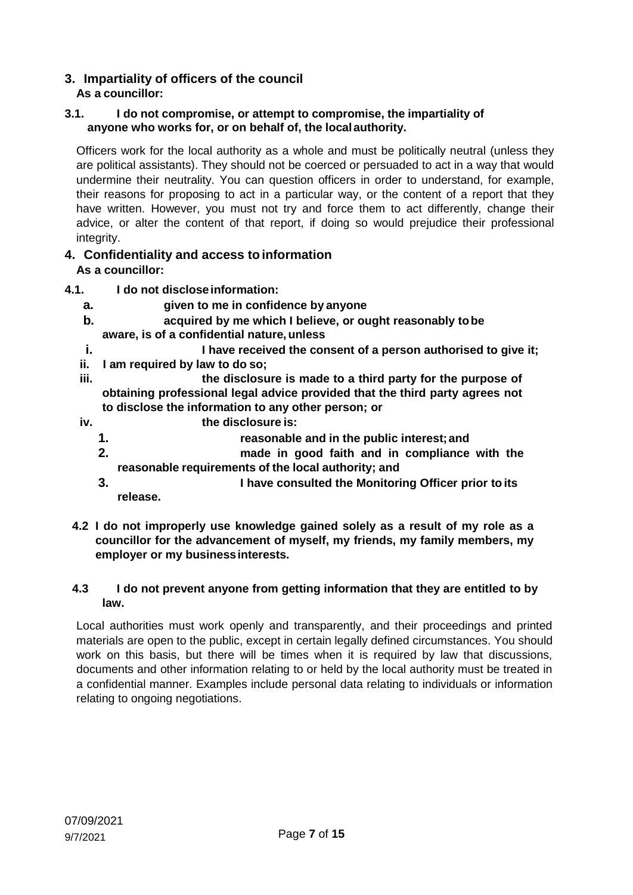## 3. Impartiality of officers of the council

**As a councillor:**

**3.1. I do not compromise, or attempt to compromise, the impartiality of anyone who works for, or on behalf of, the local authority.**

Officers work for the local authority as a whole and must be politically neutral (unless they are political assistants). They should not be coerced or persuaded to act in a way that would undermine their neutrality. You can question officers in order to understand, for example, their reasons for proposing to act in a particular way, or the content of a report that they have written. However, you must not try and force them to act differently, change their advice, or alter the content of that report, if doing so would prejudice their professional integrity.

## 4. Confidentiality and access to information

**As a councillor:**

**4.1. I do not disclose information:**

- **a. given to me in confidence by anyone**
- **b. acquired by me which I believe, or ought reasonably to be aware, is of a confidential nature, unless**
  - **i. I have received the consent of a person authorised to give it;**
  - **ii. I am required by law to do so;**
  - **iii. the disclosure is made to a third party for the purpose of obtaining professional legal advice provided that the third party agrees not to disclose the information to any other person; or**
  - **iv. the disclosure is:**
    1. **reasonable and in the public interest; and**
    2. **made in good faith and in compliance with the reasonable requirements of the local authority; and**
    3. **I have consulted the Monitoring Officer prior to its release.**

**4.2 I do not improperly use knowledge gained solely as a result of my role as a councillor for the advancement of myself, my friends, my family members, my employer or my business interests.**

**4.3 I do not prevent anyone from getting information that they are entitled to by law.**

Local authorities must work openly and transparently, and their proceedings and printed materials are open to the public, except in certain legally defined circumstances. You should work on this basis, but there will be times when it is required by law that discussions, documents and other information relating to or held by the local authority must be treated in a confidential manner. Examples include personal data relating to individuals or information relating to ongoing negotiations.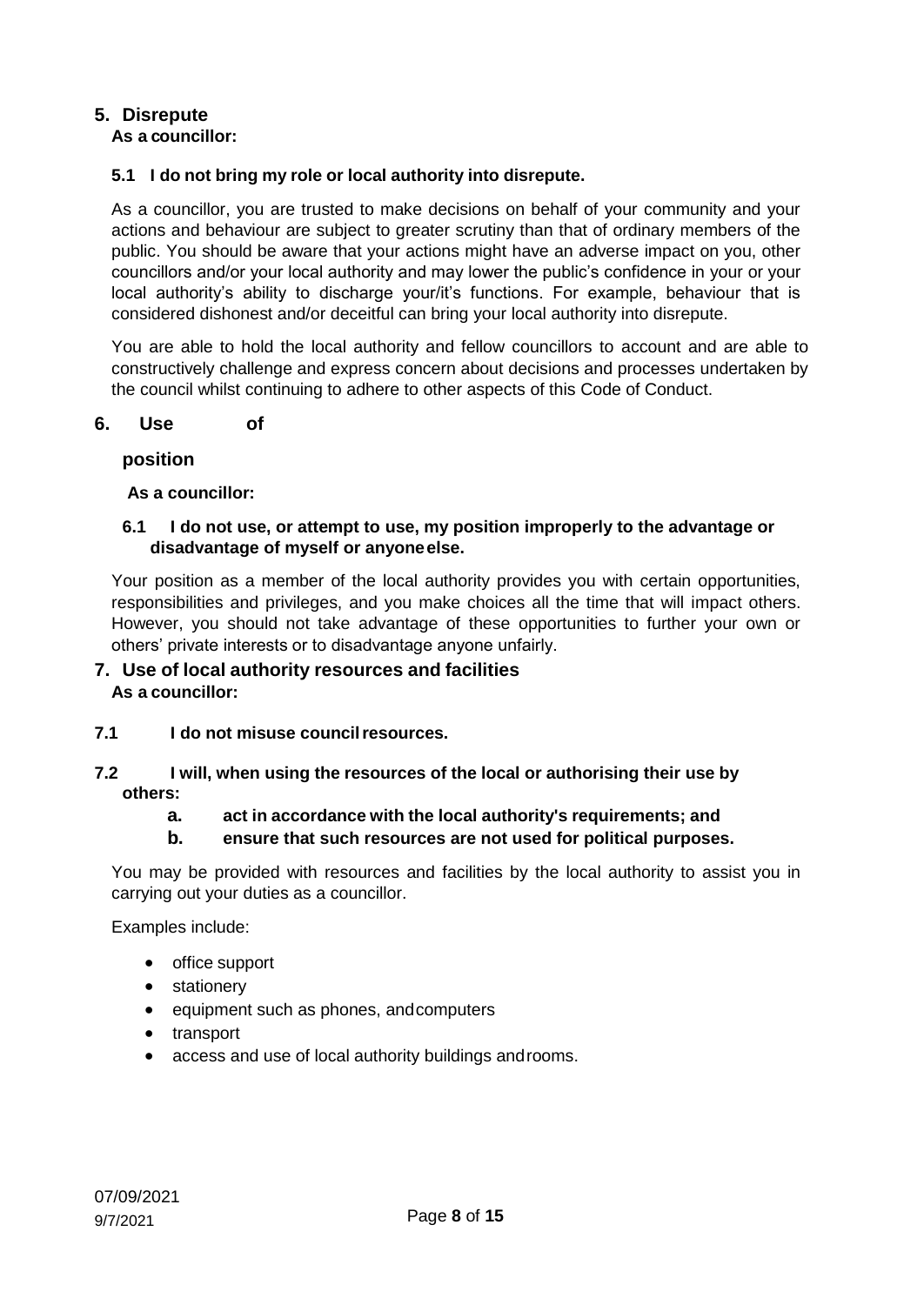## 5. Disrepute

**As a councillor:**

**5.1 I do not bring my role or local authority into disrepute.**

As a councillor, you are trusted to make decisions on behalf of your community and your actions and behaviour are subject to greater scrutiny than that of ordinary members of the public. You should be aware that your actions might have an adverse impact on you, other councillors and/or your local authority and may lower the public's confidence in your or your local authority's ability to discharge your/it's functions. For example, behaviour that is considered dishonest and/or deceitful can bring your local authority into disrepute.

You are able to hold the local authority and fellow councillors to account and are able to constructively challenge and express concern about decisions and processes undertaken by the council whilst continuing to adhere to other aspects of this Code of Conduct.

## 6. Use of position

**As a councillor:**

**6.1 I do not use, or attempt to use, my position improperly to the advantage or disadvantage of myself or anyone else.**

Your position as a member of the local authority provides you with certain opportunities, responsibilities and privileges, and you make choices all the time that will impact others. However, you should not take advantage of these opportunities to further your own or others' private interests or to disadvantage anyone unfairly.

## 7. Use of local authority resources and facilities

**As a councillor:**

**7.1 I do not misuse council resources.**

**7.2 I will, when using the resources of the local or authorising their use by others:**

**a. act in accordance with the local authority's requirements; and**

**b. ensure that such resources are not used for political purposes.**

You may be provided with resources and facilities by the local authority to assist you in carrying out your duties as a councillor.

Examples include:

- office support
- stationery
- equipment such as phones, and computers
- transport
- access and use of local authority buildings and rooms.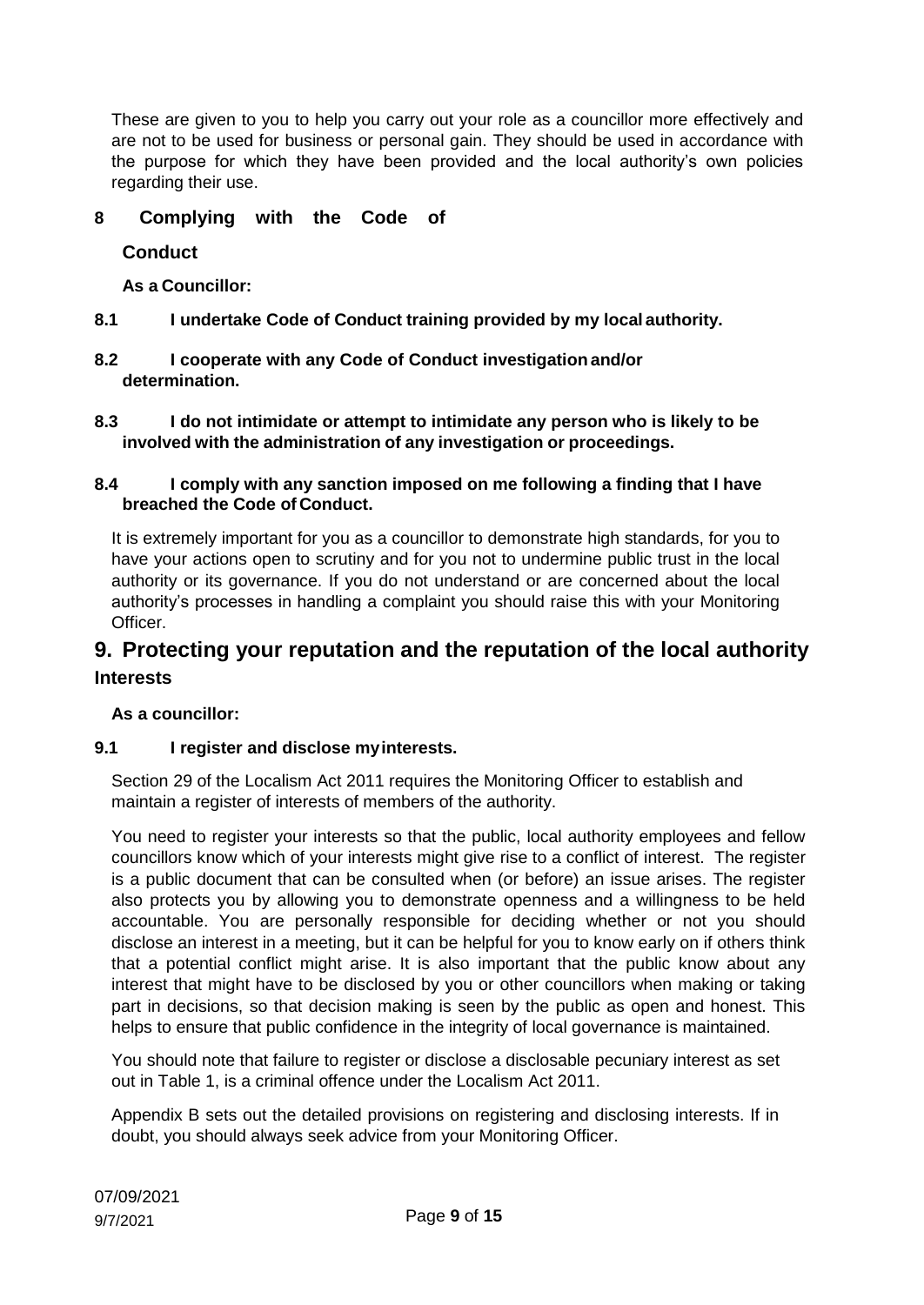These are given to you to help you carry out your role as a councillor more effectively and are not to be used for business or personal gain. They should be used in accordance with the purpose for which they have been provided and the local authority's own policies regarding their use.

## 8 Complying with the Code of Conduct

**As a Councillor:**

**8.1 I undertake Code of Conduct training provided by my local authority.**

**8.2 I cooperate with any Code of Conduct investigation and/or determination.**

**8.3 I do not intimidate or attempt to intimidate any person who is likely to be involved with the administration of any investigation or proceedings.**

**8.4 I comply with any sanction imposed on me following a finding that I have breached the Code of Conduct.**

It is extremely important for you as a councillor to demonstrate high standards, for you to have your actions open to scrutiny and for you not to undermine public trust in the local authority or its governance. If you do not understand or are concerned about the local authority's processes in handling a complaint you should raise this with your Monitoring Officer.

# 9. Protecting your reputation and the reputation of the local authority

### Interests

**As a councillor:**

**9.1 I register and disclose my interests.**

Section 29 of the Localism Act 2011 requires the Monitoring Officer to establish and maintain a register of interests of members of the authority.

You need to register your interests so that the public, local authority employees and fellow councillors know which of your interests might give rise to a conflict of interest. The register is a public document that can be consulted when (or before) an issue arises. The register also protects you by allowing you to demonstrate openness and a willingness to be held accountable. You are personally responsible for deciding whether or not you should disclose an interest in a meeting, but it can be helpful for you to know early on if others think that a potential conflict might arise. It is also important that the public know about any interest that might have to be disclosed by you or other councillors when making or taking part in decisions, so that decision making is seen by the public as open and honest. This helps to ensure that public confidence in the integrity of local governance is maintained.

You should note that failure to register or disclose a disclosable pecuniary interest as set out in Table 1, is a criminal offence under the Localism Act 2011.

Appendix B sets out the detailed provisions on registering and disclosing interests. If in doubt, you should always seek advice from your Monitoring Officer.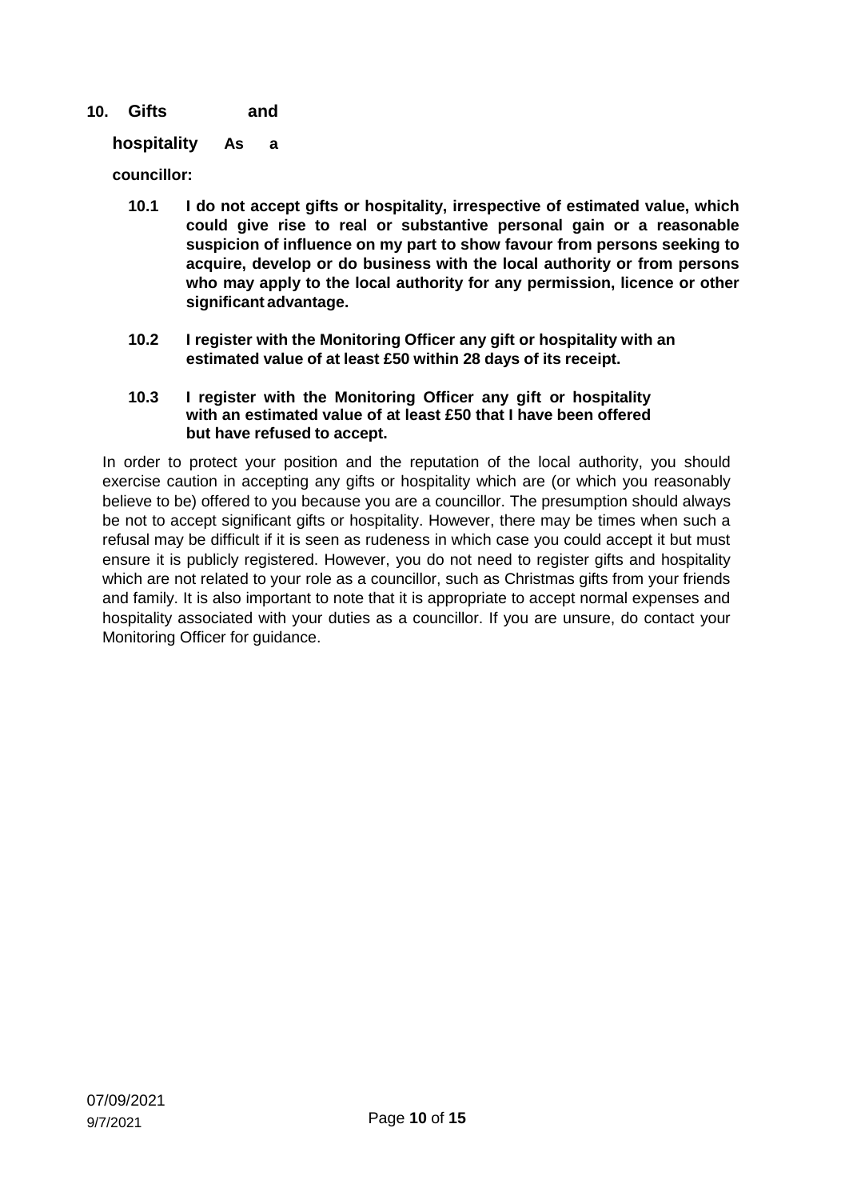## 10. Gifts and hospitality

**As a councillor:**

**10.1 I do not accept gifts or hospitality, irrespective of estimated value, which could give rise to real or substantive personal gain or a reasonable suspicion of influence on my part to show favour from persons seeking to acquire, develop or do business with the local authority or from persons who may apply to the local authority for any permission, licence or other significant advantage.**

**10.2 I register with the Monitoring Officer any gift or hospitality with an estimated value of at least £50 within 28 days of its receipt.**

**10.3 I register with the Monitoring Officer any gift or hospitality with an estimated value of at least £50 that I have been offered but have refused to accept.**

In order to protect your position and the reputation of the local authority, you should exercise caution in accepting any gifts or hospitality which are (or which you reasonably believe to be) offered to you because you are a councillor. The presumption should always be not to accept significant gifts or hospitality. However, there may be times when such a refusal may be difficult if it is seen as rudeness in which case you could accept it but must ensure it is publicly registered. However, you do not need to register gifts and hospitality which are not related to your role as a councillor, such as Christmas gifts from your friends and family. It is also important to note that it is appropriate to accept normal expenses and hospitality associated with your duties as a councillor. If you are unsure, do contact your Monitoring Officer for guidance.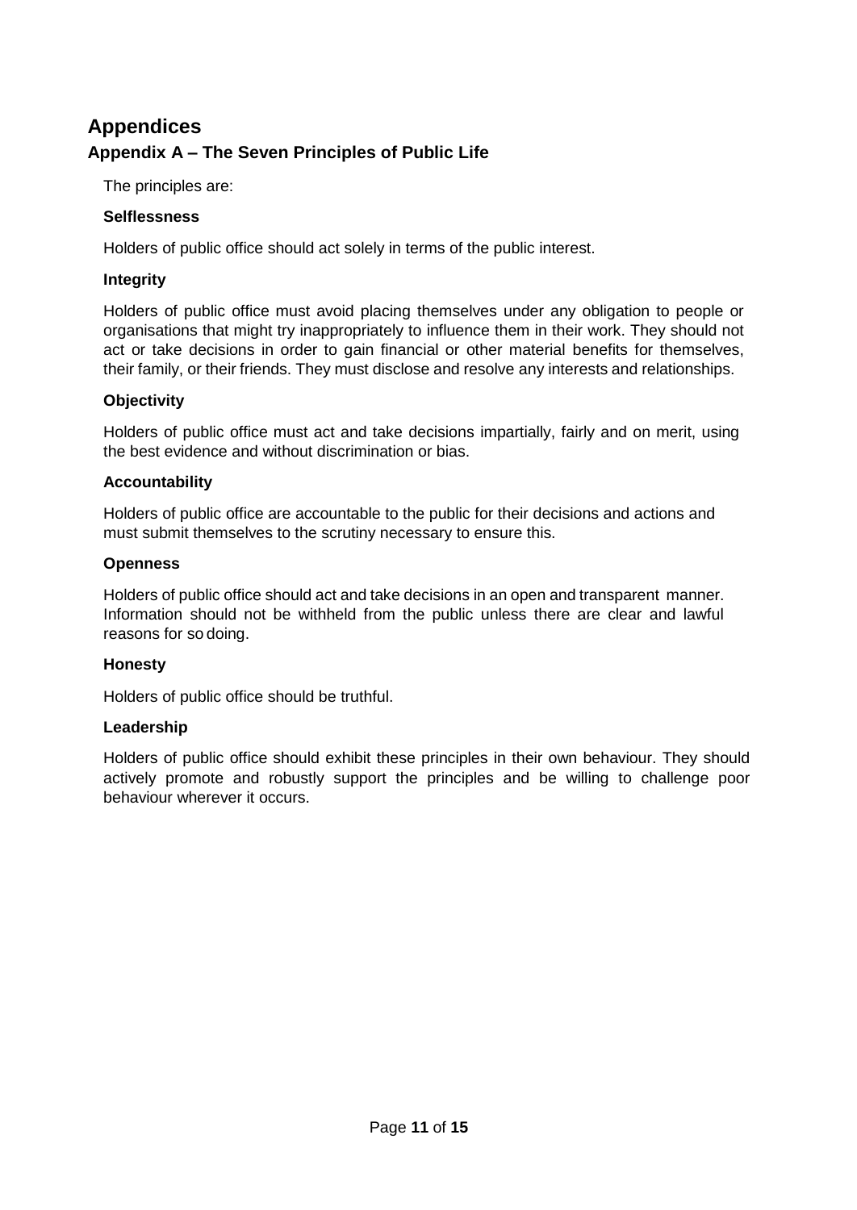# Appendices

## Appendix A – The Seven Principles of Public Life

The principles are:

**Selflessness**

Holders of public office should act solely in terms of the public interest.

**Integrity**

Holders of public office must avoid placing themselves under any obligation to people or organisations that might try inappropriately to influence them in their work. They should not act or take decisions in order to gain financial or other material benefits for themselves, their family, or their friends. They must disclose and resolve any interests and relationships.

**Objectivity**

Holders of public office must act and take decisions impartially, fairly and on merit, using the best evidence and without discrimination or bias.

**Accountability**

Holders of public office are accountable to the public for their decisions and actions and must submit themselves to the scrutiny necessary to ensure this.

**Openness**

Holders of public office should act and take decisions in an open and transparent manner. Information should not be withheld from the public unless there are clear and lawful reasons for so doing.

**Honesty**

Holders of public office should be truthful.

**Leadership**

Holders of public office should exhibit these principles in their own behaviour. They should actively promote and robustly support the principles and be willing to challenge poor behaviour wherever it occurs.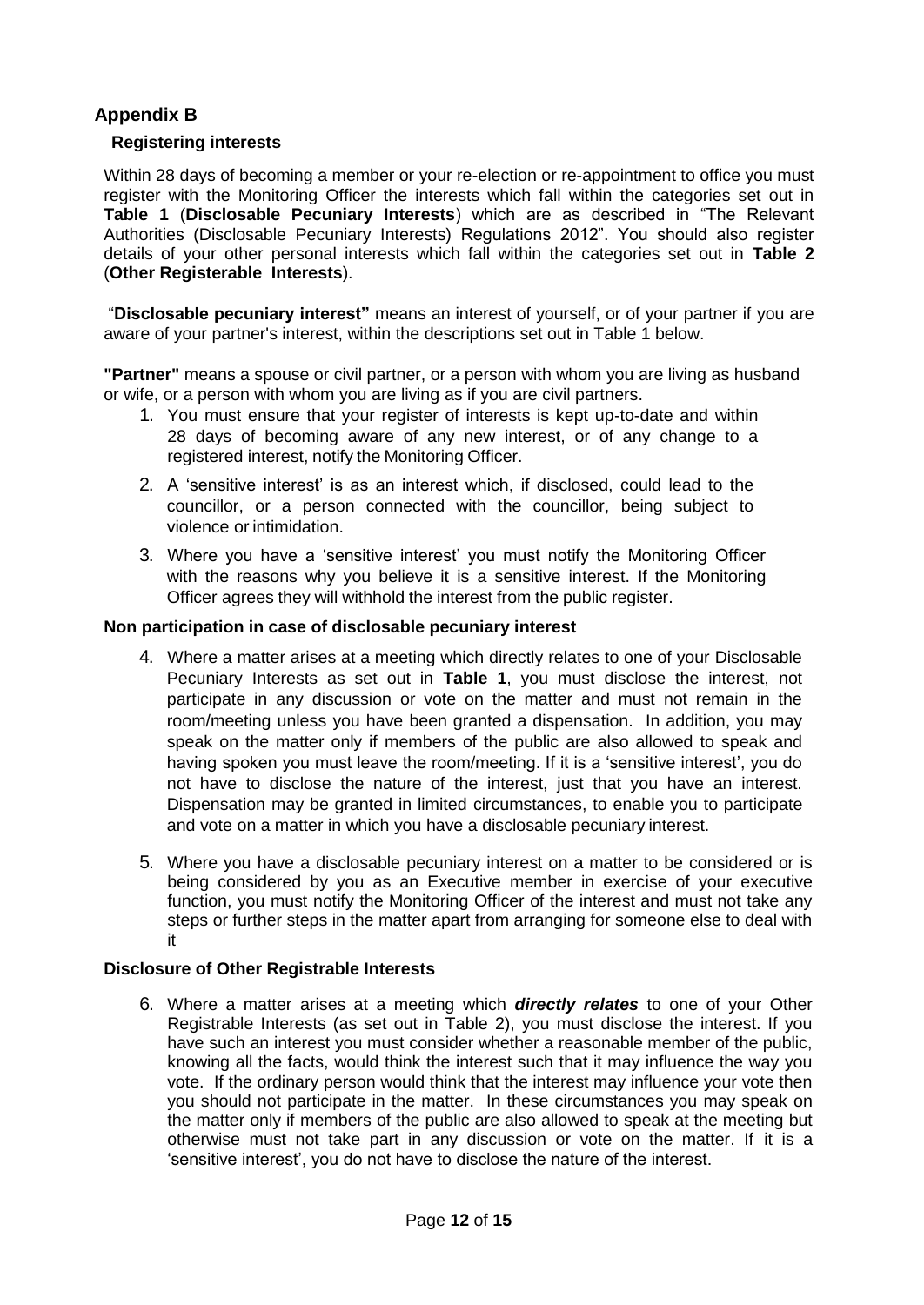## Appendix B

### Registering interests

Within 28 days of becoming a member or your re-election or re-appointment to office you must register with the Monitoring Officer the interests which fall within the categories set out in **Table 1** (**Disclosable Pecuniary Interests**) which are as described in "The Relevant Authorities (Disclosable Pecuniary Interests) Regulations 2012". You should also register details of your other personal interests which fall within the categories set out in **Table 2** (**Other Registerable Interests**).

"**Disclosable pecuniary interest"** means an interest of yourself, or of your partner if you are aware of your partner's interest, within the descriptions set out in Table 1 below.

**"Partner"** means a spouse or civil partner, or a person with whom you are living as husband or wife, or a person with whom you are living as if you are civil partners.

1. You must ensure that your register of interests is kept up-to-date and within 28 days of becoming aware of any new interest, or of any change to a registered interest, notify the Monitoring Officer.
2. A 'sensitive interest' is as an interest which, if disclosed, could lead to the councillor, or a person connected with the councillor, being subject to violence or intimidation.
3. Where you have a 'sensitive interest' you must notify the Monitoring Officer with the reasons why you believe it is a sensitive interest. If the Monitoring Officer agrees they will withhold the interest from the public register.

### Non participation in case of disclosable pecuniary interest

4. Where a matter arises at a meeting which directly relates to one of your Disclosable Pecuniary Interests as set out in **Table 1**, you must disclose the interest, not participate in any discussion or vote on the matter and must not remain in the room/meeting unless you have been granted a dispensation. In addition, you may speak on the matter only if members of the public are also allowed to speak and having spoken you must leave the room/meeting. If it is a 'sensitive interest', you do not have to disclose the nature of the interest, just that you have an interest. Dispensation may be granted in limited circumstances, to enable you to participate and vote on a matter in which you have a disclosable pecuniary interest.
5. Where you have a disclosable pecuniary interest on a matter to be considered or is being considered by you as an Executive member in exercise of your executive function, you must notify the Monitoring Officer of the interest and must not take any steps or further steps in the matter apart from arranging for someone else to deal with it

### Disclosure of Other Registrable Interests

6. Where a matter arises at a meeting which ***directly relates*** to one of your Other Registrable Interests (as set out in Table 2), you must disclose the interest. If you have such an interest you must consider whether a reasonable member of the public, knowing all the facts, would think the interest such that it may influence the way you vote. If the ordinary person would think that the interest may influence your vote then you should not participate in the matter. In these circumstances you may speak on the matter only if members of the public are also allowed to speak at the meeting but otherwise must not take part in any discussion or vote on the matter. If it is a 'sensitive interest', you do not have to disclose the nature of the interest.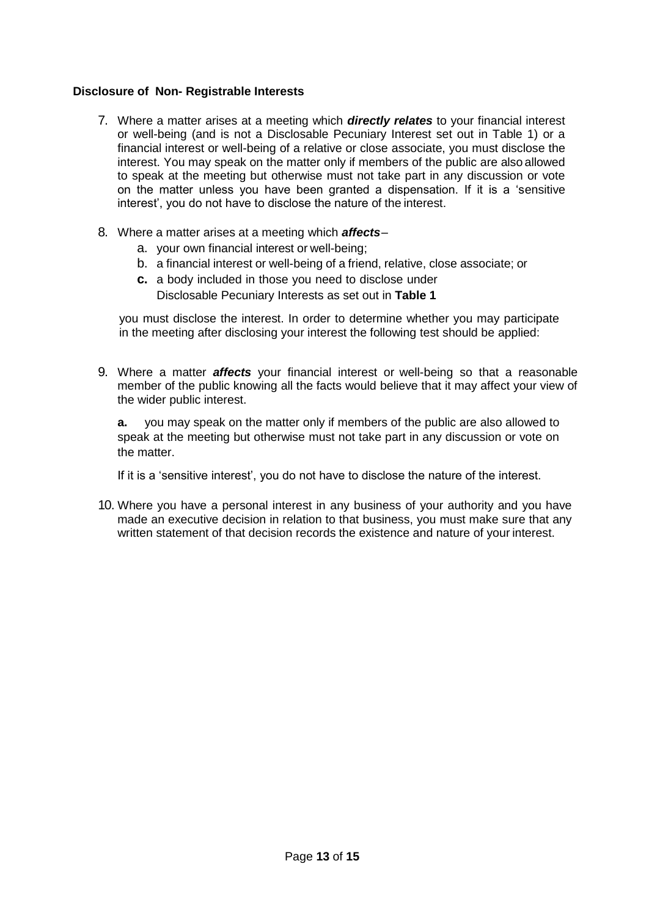### Disclosure of Non- Registrable Interests

7. Where a matter arises at a meeting which ***directly relates*** to your financial interest or well-being (and is not a Disclosable Pecuniary Interest set out in Table 1) or a financial interest or well-being of a relative or close associate, you must disclose the interest. You may speak on the matter only if members of the public are also allowed to speak at the meeting but otherwise must not take part in any discussion or vote on the matter unless you have been granted a dispensation. If it is a 'sensitive interest', you do not have to disclose the nature of the interest.

8. Where a matter arises at a meeting which ***affects*** –
   a. your own financial interest or well-being;
   b. a financial interest or well-being of a friend, relative, close associate; or
   **c.** a body included in those you need to disclose under Disclosable Pecuniary Interests as set out in **Table 1**

   you must disclose the interest. In order to determine whether you may participate in the meeting after disclosing your interest the following test should be applied:

9. Where a matter ***affects*** your financial interest or well-being so that a reasonable member of the public knowing all the facts would believe that it may affect your view of the wider public interest.

   **a.** you may speak on the matter only if members of the public are also allowed to speak at the meeting but otherwise must not take part in any discussion or vote on the matter.

   If it is a 'sensitive interest', you do not have to disclose the nature of the interest.

10. Where you have a personal interest in any business of your authority and you have made an executive decision in relation to that business, you must make sure that any written statement of that decision records the existence and nature of your interest.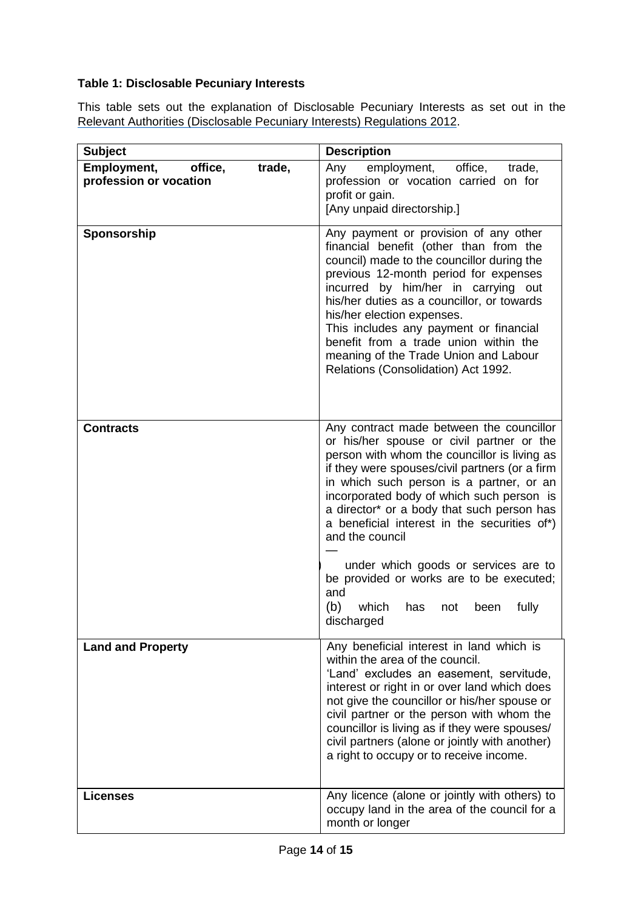**Table 1: Disclosable Pecuniary Interests**

This table sets out the explanation of Disclosable Pecuniary Interests as set out in the Relevant Authorities (Disclosable Pecuniary Interests) Regulations 2012.

| Subject | Description |
|---|---|
| **Employment, office, trade, profession or vocation** | Any employment, office, trade, profession or vocation carried on for profit or gain. [Any unpaid directorship.] |
| **Sponsorship** | Any payment or provision of any other financial benefit (other than from the council) made to the councillor during the previous 12-month period for expenses incurred by him/her in carrying out his/her duties as a councillor, or towards his/her election expenses. This includes any payment or financial benefit from a trade union within the meaning of the Trade Union and Labour Relations (Consolidation) Act 1992. |
| **Contracts** | Any contract made between the councillor or his/her spouse or civil partner or the person with whom the councillor is living as if they were spouses/civil partners (or a firm in which such person is a partner, or an incorporated body of which such person is a director* or a body that such person has a beneficial interest in the securities of*) and the council — ) under which goods or services are to be provided or works are to be executed; and (b) which has not been fully discharged |
| **Land and Property** | Any beneficial interest in land which is within the area of the council. 'Land' excludes an easement, servitude, interest or right in or over land which does not give the councillor or his/her spouse or civil partner or the person with whom the councillor is living as if they were spouses/ civil partners (alone or jointly with another) a right to occupy or to receive income. |
| **Licenses** | Any licence (alone or jointly with others) to occupy land in the area of the council for a month or longer |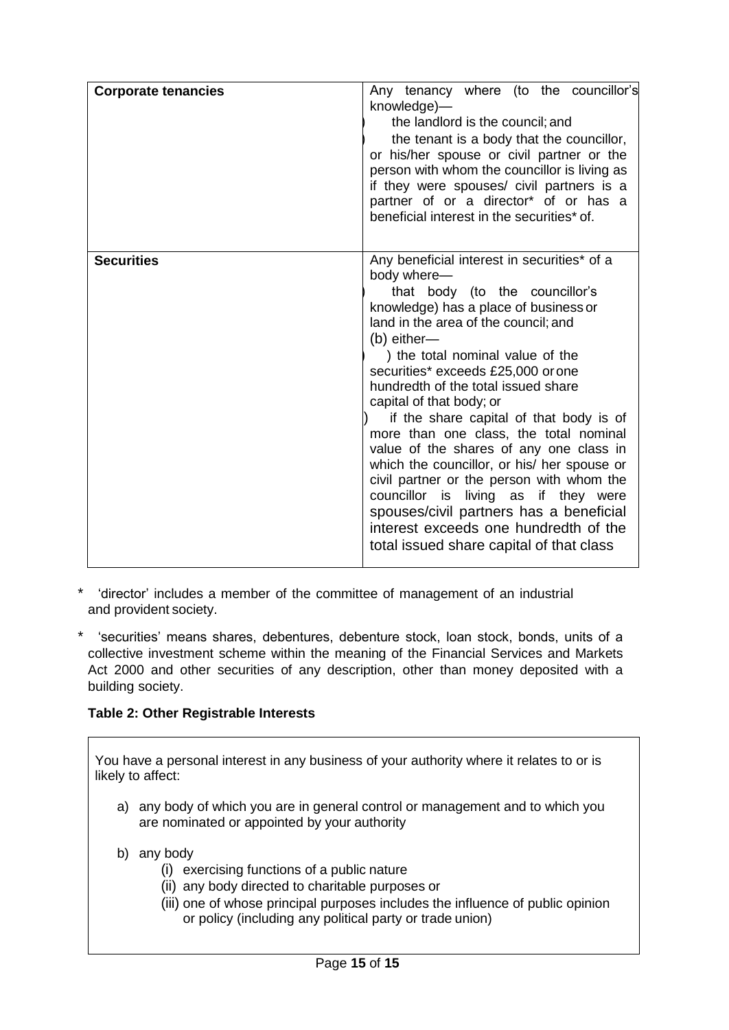| | |
|---|---|
| **Corporate tenancies** | Any tenancy where (to the councillor's knowledge)— <br> ) the landlord is the council; and <br> ) the tenant is a body that the councillor, or his/her spouse or civil partner or the person with whom the councillor is living as if they were spouses/ civil partners is a partner of or a director* of or has a beneficial interest in the securities* of. |
| **Securities** | Any beneficial interest in securities* of a body where— <br> ) that body (to the councillor's knowledge) has a place of business or land in the area of the council; and <br> (b) either— <br> ) ) the total nominal value of the securities* exceeds £25,000 or one hundredth of the total issued share capital of that body; or <br> ) if the share capital of that body is of more than one class, the total nominal value of the shares of any one class in which the councillor, or his/ her spouse or civil partner or the person with whom the councillor is living as if they were spouses/civil partners has a beneficial interest exceeds one hundredth of the total issued share capital of that class |

\* 'director' includes a member of the committee of management of an industrial and provident society.

\* 'securities' means shares, debentures, debenture stock, loan stock, bonds, units of a collective investment scheme within the meaning of the Financial Services and Markets Act 2000 and other securities of any description, other than money deposited with a building society.

**Table 2: Other Registrable Interests**

You have a personal interest in any business of your authority where it relates to or is likely to affect:

a) any body of which you are in general control or management and to which you are nominated or appointed by your authority

b) any body
   (i) exercising functions of a public nature
   (ii) any body directed to charitable purposes or
   (iii) one of whose principal purposes includes the influence of public opinion or policy (including any political party or trade union)